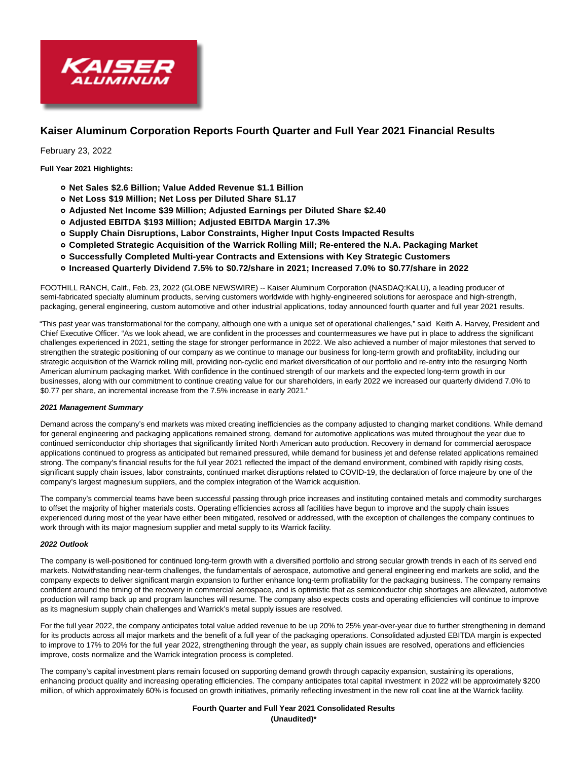# Kaiser Aluminum Corporation Reports Fourth Quarter and Full Year 2021 Financial Results

February 23, 2022

**Full Year 2021 Highlights:**

- **Net Sales $2.6 Billion; Value Added Revenue $1.1 Billion**
- **Net Loss $19 Million; Net Loss per Diluted Share $1.17**
- **Adjusted Net Income $39 Million; Adjusted Earnings per Diluted Share $2.40**
- **Adjusted EBITDA $193 Million; Adjusted EBITDA Margin 17.3%**
- **Supply Chain Disruptions, Labor Constraints, Higher Input Costs Impacted Results**
- **Completed Strategic Acquisition of the Warrick Rolling Mill; Re-entered the N.A. Packaging Market**
- **Successfully Completed Multi-year Contracts and Extensions with Key Strategic Customers**
- **Increased Quarterly Dividend 7.5% to $0.72/share in 2021; Increased 7.0% to $0.77/share in 2022**

FOOTHILL RANCH, Calif., Feb. 23, 2022 (GLOBE NEWSWIRE) -- Kaiser Aluminum Corporation (NASDAQ:KALU), a leading producer of semi-fabricated specialty aluminum products, serving customers worldwide with highly-engineered solutions for aerospace and high-strength, packaging, general engineering, custom automotive and other industrial applications, today announced fourth quarter and full year 2021 results.

"This past year was transformational for the company, although one with a unique set of operational challenges," said Keith A. Harvey, President and Chief Executive Officer. "As we look ahead, we are confident in the processes and countermeasures we have put in place to address the significant challenges experienced in 2021, setting the stage for stronger performance in 2022. We also achieved a number of major milestones that served to strengthen the strategic positioning of our company as we continue to manage our business for long-term growth and profitability, including our strategic acquisition of the Warrick rolling mill, providing non-cyclic end market diversification of our portfolio and re-entry into the resurging North American aluminum packaging market. With confidence in the continued strength of our markets and the expected long-term growth in our businesses, along with our commitment to continue creating value for our shareholders, in early 2022 we increased our quarterly dividend 7.0% to $0.77 per share, an incremental increase from the 7.5% increase in early 2021."

***2021 Management Summary***

Demand across the company's end markets was mixed creating inefficiencies as the company adjusted to changing market conditions. While demand for general engineering and packaging applications remained strong, demand for automotive applications was muted throughout the year due to continued semiconductor chip shortages that significantly limited North American auto production. Recovery in demand for commercial aerospace applications continued to progress as anticipated but remained pressured, while demand for business jet and defense related applications remained strong. The company's financial results for the full year 2021 reflected the impact of the demand environment, combined with rapidly rising costs, significant supply chain issues, labor constraints, continued market disruptions related to COVID-19, the declaration of force majeure by one of the company's largest magnesium suppliers, and the complex integration of the Warrick acquisition.

The company's commercial teams have been successful passing through price increases and instituting contained metals and commodity surcharges to offset the majority of higher materials costs. Operating efficiencies across all facilities have begun to improve and the supply chain issues experienced during most of the year have either been mitigated, resolved or addressed, with the exception of challenges the company continues to work through with its major magnesium supplier and metal supply to its Warrick facility.

***2022 Outlook***

The company is well-positioned for continued long-term growth with a diversified portfolio and strong secular growth trends in each of its served end markets. Notwithstanding near-term challenges, the fundamentals of aerospace, automotive and general engineering end markets are solid, and the company expects to deliver significant margin expansion to further enhance long-term profitability for the packaging business. The company remains confident around the timing of the recovery in commercial aerospace, and is optimistic that as semiconductor chip shortages are alleviated, automotive production will ramp back up and program launches will resume. The company also expects costs and operating efficiencies will continue to improve as its magnesium supply chain challenges and Warrick's metal supply issues are resolved.

For the full year 2022, the company anticipates total value added revenue to be up 20% to 25% year-over-year due to further strengthening in demand for its products across all major markets and the benefit of a full year of the packaging operations. Consolidated adjusted EBITDA margin is expected to improve to 17% to 20% for the full year 2022, strengthening through the year, as supply chain issues are resolved, operations and efficiencies improve, costs normalize and the Warrick integration process is completed.

The company's capital investment plans remain focused on supporting demand growth through capacity expansion, sustaining its operations, enhancing product quality and increasing operating efficiencies. The company anticipates total capital investment in 2022 will be approximately $200 million, of which approximately 60% is focused on growth initiatives, primarily reflecting investment in the new roll coat line at the Warrick facility.

**Fourth Quarter and Full Year 2021 Consolidated Results (Unaudited)***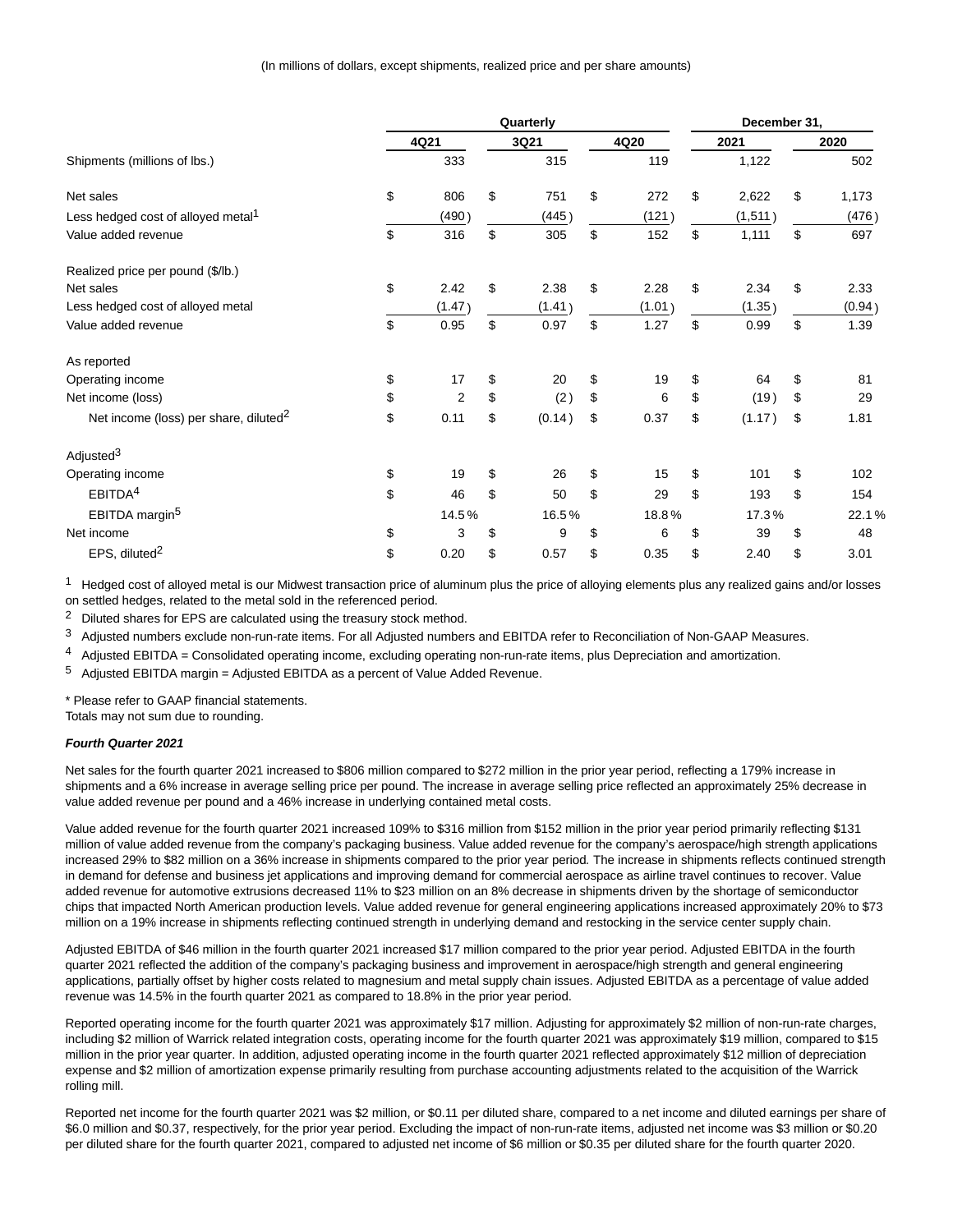(In millions of dollars, except shipments, realized price and per share amounts)

| | Quarterly | | | December 31, | |
|---|---|---|---|---|---|
| | 4Q21 | 3Q21 | 4Q20 | 2021 | 2020 |
| Shipments (millions of lbs.) | 333 | 315 | 119 | 1,122 | 502 |
| Net sales | $ 806 | $ 751 | $ 272 | $ 2,622 | $ 1,173 |
| Less hedged cost of alloyed metal[1] | (490) | (445) | (121) | (1,511) | (476) |
| Value added revenue | $ 316 | $ 305 | $ 152 | $ 1,111 | $ 697 |
| Realized price per pound ($/lb.) | | | | | |
| Net sales | $ 2.42 | $ 2.38 | $ 2.28 | $ 2.34 | $ 2.33 |
| Less hedged cost of alloyed metal | (1.47) | (1.41) | (1.01) | (1.35) | (0.94) |
| Value added revenue | $ 0.95 | $ 0.97 | $ 1.27 | $ 0.99 | $ 1.39 |
| As reported | | | | | |
| Operating income | $ 17 | $ 20 | $ 19 | $ 64 | $ 81 |
| Net income (loss) | $ 2 | $ (2) | $ 6 | $ (19) | $ 29 |
| Net income (loss) per share, diluted[2] | $ 0.11 | $ (0.14) | $ 0.37 | $ (1.17) | $ 1.81 |
| Adjusted[3] | | | | | |
| Operating income | $ 19 | $ 26 | $ 15 | $ 101 | $ 102 |
| EBITDA[4] | $ 46 | $ 50 | $ 29 | $ 193 | $ 154 |
| EBITDA margin[5] | 14.5% | 16.5% | 18.8% | 17.3% | 22.1% |
| Net income | $ 3 | $ 9 | $ 6 | $ 39 | $ 48 |
| EPS, diluted[2] | $ 0.20 | $ 0.57 | $ 0.35 | $ 2.40 | $ 3.01 |

[1] Hedged cost of alloyed metal is our Midwest transaction price of aluminum plus the price of alloying elements plus any realized gains and/or losses on settled hedges, related to the metal sold in the referenced period.

[2] Diluted shares for EPS are calculated using the treasury stock method.

[3] Adjusted numbers exclude non-run-rate items. For all Adjusted numbers and EBITDA refer to Reconciliation of Non-GAAP Measures.

[4] Adjusted EBITDA = Consolidated operating income, excluding operating non-run-rate items, plus Depreciation and amortization.

[5] Adjusted EBITDA margin = Adjusted EBITDA as a percent of Value Added Revenue.

* Please refer to GAAP financial statements.
Totals may not sum due to rounding.

***Fourth Quarter 2021***

Net sales for the fourth quarter 2021 increased to $806 million compared to $272 million in the prior year period, reflecting a 179% increase in shipments and a 6% increase in average selling price per pound. The increase in average selling price reflected an approximately 25% decrease in value added revenue per pound and a 46% increase in underlying contained metal costs.

Value added revenue for the fourth quarter 2021 increased 109% to $316 million from $152 million in the prior year period primarily reflecting $131 million of value added revenue from the company's packaging business. Value added revenue for the company's aerospace/high strength applications increased 29% to $82 million on a 36% increase in shipments compared to the prior year period. The increase in shipments reflects continued strength in demand for defense and business jet applications and improving demand for commercial aerospace as airline travel continues to recover. Value added revenue for automotive extrusions decreased 11% to $23 million on an 8% decrease in shipments driven by the shortage of semiconductor chips that impacted North American production levels. Value added revenue for general engineering applications increased approximately 20% to $73 million on a 19% increase in shipments reflecting continued strength in underlying demand and restocking in the service center supply chain.

Adjusted EBITDA of $46 million in the fourth quarter 2021 increased $17 million compared to the prior year period. Adjusted EBITDA in the fourth quarter 2021 reflected the addition of the company's packaging business and improvement in aerospace/high strength and general engineering applications, partially offset by higher costs related to magnesium and metal supply chain issues. Adjusted EBITDA as a percentage of value added revenue was 14.5% in the fourth quarter 2021 as compared to 18.8% in the prior year period.

Reported operating income for the fourth quarter 2021 was approximately $17 million. Adjusting for approximately $2 million of non-run-rate charges, including $2 million of Warrick related integration costs, operating income for the fourth quarter 2021 was approximately $19 million, compared to $15 million in the prior year quarter. In addition, adjusted operating income in the fourth quarter 2021 reflected approximately $12 million of depreciation expense and $2 million of amortization expense primarily resulting from purchase accounting adjustments related to the acquisition of the Warrick rolling mill.

Reported net income for the fourth quarter 2021 was $2 million, or $0.11 per diluted share, compared to a net income and diluted earnings per share of $6.0 million and $0.37, respectively, for the prior year period. Excluding the impact of non-run-rate items, adjusted net income was $3 million or $0.20 per diluted share for the fourth quarter 2021, compared to adjusted net income of $6 million or $0.35 per diluted share for the fourth quarter 2020.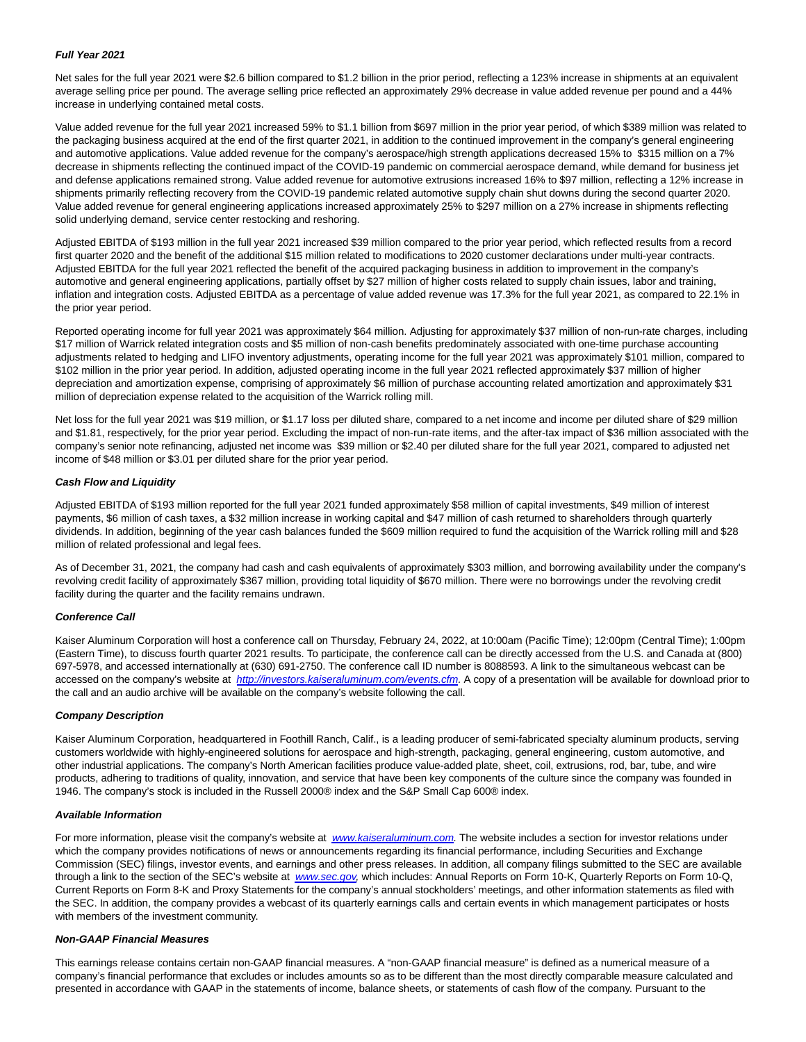**Full Year 2021**

Net sales for the full year 2021 were $2.6 billion compared to $1.2 billion in the prior period, reflecting a 123% increase in shipments at an equivalent average selling price per pound. The average selling price reflected an approximately 29% decrease in value added revenue per pound and a 44% increase in underlying contained metal costs.

Value added revenue for the full year 2021 increased 59% to $1.1 billion from $697 million in the prior year period, of which $389 million was related to the packaging business acquired at the end of the first quarter 2021, in addition to the continued improvement in the company's general engineering and automotive applications. Value added revenue for the company's aerospace/high strength applications decreased 15% to $315 million on a 7% decrease in shipments reflecting the continued impact of the COVID-19 pandemic on commercial aerospace demand, while demand for business jet and defense applications remained strong. Value added revenue for automotive extrusions increased 16% to $97 million, reflecting a 12% increase in shipments primarily reflecting recovery from the COVID-19 pandemic related automotive supply chain shut downs during the second quarter 2020. Value added revenue for general engineering applications increased approximately 25% to $297 million on a 27% increase in shipments reflecting solid underlying demand, service center restocking and reshoring.

Adjusted EBITDA of $193 million in the full year 2021 increased $39 million compared to the prior year period, which reflected results from a record first quarter 2020 and the benefit of the additional $15 million related to modifications to 2020 customer declarations under multi-year contracts. Adjusted EBITDA for the full year 2021 reflected the benefit of the acquired packaging business in addition to improvement in the company's automotive and general engineering applications, partially offset by $27 million of higher costs related to supply chain issues, labor and training, inflation and integration costs. Adjusted EBITDA as a percentage of value added revenue was 17.3% for the full year 2021, as compared to 22.1% in the prior year period.

Reported operating income for full year 2021 was approximately $64 million. Adjusting for approximately $37 million of non-run-rate charges, including $17 million of Warrick related integration costs and $5 million of non-cash benefits predominately associated with one-time purchase accounting adjustments related to hedging and LIFO inventory adjustments, operating income for the full year 2021 was approximately $101 million, compared to $102 million in the prior year period. In addition, adjusted operating income in the full year 2021 reflected approximately $37 million of higher depreciation and amortization expense, comprising of approximately $6 million of purchase accounting related amortization and approximately $31 million of depreciation expense related to the acquisition of the Warrick rolling mill.

Net loss for the full year 2021 was $19 million, or $1.17 loss per diluted share, compared to a net income and income per diluted share of $29 million and $1.81, respectively, for the prior year period. Excluding the impact of non-run-rate items, and the after-tax impact of $36 million associated with the company's senior note refinancing, adjusted net income was $39 million or $2.40 per diluted share for the full year 2021, compared to adjusted net income of $48 million or $3.01 per diluted share for the prior year period.

**Cash Flow and Liquidity**

Adjusted EBITDA of $193 million reported for the full year 2021 funded approximately $58 million of capital investments, $49 million of interest payments, $6 million of cash taxes, a $32 million increase in working capital and $47 million of cash returned to shareholders through quarterly dividends. In addition, beginning of the year cash balances funded the $609 million required to fund the acquisition of the Warrick rolling mill and $28 million of related professional and legal fees.

As of December 31, 2021, the company had cash and cash equivalents of approximately $303 million, and borrowing availability under the company's revolving credit facility of approximately $367 million, providing total liquidity of $670 million. There were no borrowings under the revolving credit facility during the quarter and the facility remains undrawn.

**Conference Call**

Kaiser Aluminum Corporation will host a conference call on Thursday, February 24, 2022, at 10:00am (Pacific Time); 12:00pm (Central Time); 1:00pm (Eastern Time), to discuss fourth quarter 2021 results. To participate, the conference call can be directly accessed from the U.S. and Canada at (800) 697-5978, and accessed internationally at (630) 691-2750. The conference call ID number is 8088593. A link to the simultaneous webcast can be accessed on the company's website at [http://investors.kaiseraluminum.com/events.cfm](http://investors.kaiseraluminum.com/events.cfm). A copy of a presentation will be available for download prior to the call and an audio archive will be available on the company's website following the call.

**Company Description**

Kaiser Aluminum Corporation, headquartered in Foothill Ranch, Calif., is a leading producer of semi-fabricated specialty aluminum products, serving customers worldwide with highly-engineered solutions for aerospace and high-strength, packaging, general engineering, custom automotive, and other industrial applications. The company's North American facilities produce value-added plate, sheet, coil, extrusions, rod, bar, tube, and wire products, adhering to traditions of quality, innovation, and service that have been key components of the culture since the company was founded in 1946. The company's stock is included in the Russell 2000® index and the S&P Small Cap 600® index.

**Available Information**

For more information, please visit the company's website at [www.kaiseraluminum.com](http://www.kaiseraluminum.com). The website includes a section for investor relations under which the company provides notifications of news or announcements regarding its financial performance, including Securities and Exchange Commission (SEC) filings, investor events, and earnings and other press releases. In addition, all company filings submitted to the SEC are available through a link to the section of the SEC's website at [www.sec.gov](http://www.sec.gov), which includes: Annual Reports on Form 10-K, Quarterly Reports on Form 10-Q, Current Reports on Form 8-K and Proxy Statements for the company's annual stockholders' meetings, and other information statements as filed with the SEC. In addition, the company provides a webcast of its quarterly earnings calls and certain events in which management participates or hosts with members of the investment community.

**Non-GAAP Financial Measures**

This earnings release contains certain non-GAAP financial measures. A "non-GAAP financial measure" is defined as a numerical measure of a company's financial performance that excludes or includes amounts so as to be different than the most directly comparable measure calculated and presented in accordance with GAAP in the statements of income, balance sheets, or statements of cash flow of the company. Pursuant to the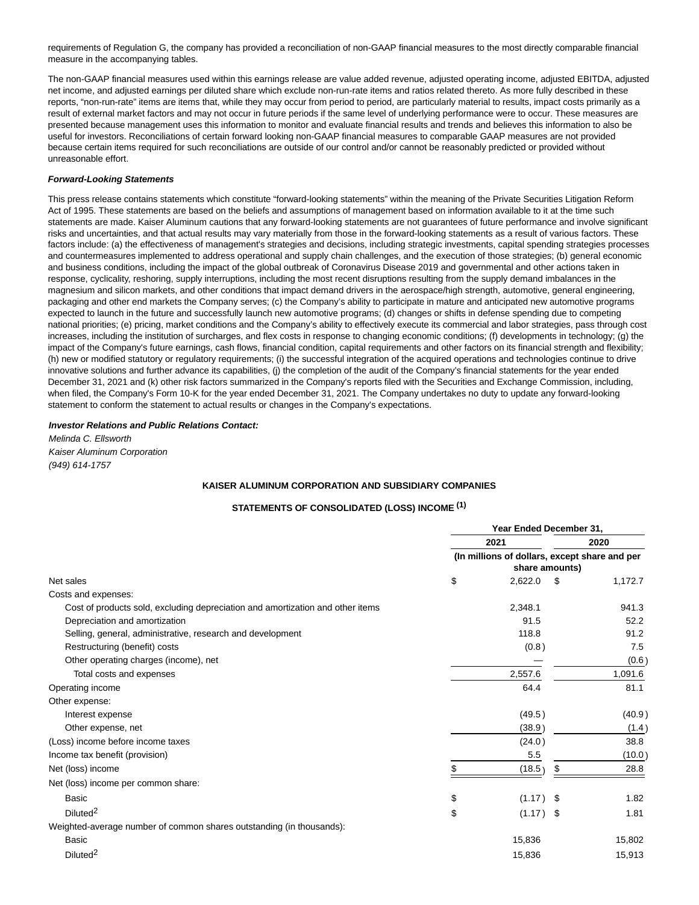requirements of Regulation G, the company has provided a reconciliation of non-GAAP financial measures to the most directly comparable financial measure in the accompanying tables.

The non-GAAP financial measures used within this earnings release are value added revenue, adjusted operating income, adjusted EBITDA, adjusted net income, and adjusted earnings per diluted share which exclude non-run-rate items and ratios related thereto. As more fully described in these reports, "non-run-rate" items are items that, while they may occur from period to period, are particularly material to results, impact costs primarily as a result of external market factors and may not occur in future periods if the same level of underlying performance were to occur. These measures are presented because management uses this information to monitor and evaluate financial results and trends and believes this information to also be useful for investors. Reconciliations of certain forward looking non-GAAP financial measures to comparable GAAP measures are not provided because certain items required for such reconciliations are outside of our control and/or cannot be reasonably predicted or provided without unreasonable effort.

***Forward-Looking Statements***

This press release contains statements which constitute "forward-looking statements" within the meaning of the Private Securities Litigation Reform Act of 1995. These statements are based on the beliefs and assumptions of management based on information available to it at the time such statements are made. Kaiser Aluminum cautions that any forward-looking statements are not guarantees of future performance and involve significant risks and uncertainties, and that actual results may vary materially from those in the forward-looking statements as a result of various factors. These factors include: (a) the effectiveness of management's strategies and decisions, including strategic investments, capital spending strategies processes and countermeasures implemented to address operational and supply chain challenges, and the execution of those strategies; (b) general economic and business conditions, including the impact of the global outbreak of Coronavirus Disease 2019 and governmental and other actions taken in response, cyclicality, reshoring, supply interruptions, including the most recent disruptions resulting from the supply demand imbalances in the magnesium and silicon markets, and other conditions that impact demand drivers in the aerospace/high strength, automotive, general engineering, packaging and other end markets the Company serves; (c) the Company's ability to participate in mature and anticipated new automotive programs expected to launch in the future and successfully launch new automotive programs; (d) changes or shifts in defense spending due to competing national priorities; (e) pricing, market conditions and the Company's ability to effectively execute its commercial and labor strategies, pass through cost increases, including the institution of surcharges, and flex costs in response to changing economic conditions; (f) developments in technology; (g) the impact of the Company's future earnings, cash flows, financial condition, capital requirements and other factors on its financial strength and flexibility; (h) new or modified statutory or regulatory requirements; (i) the successful integration of the acquired operations and technologies continue to drive innovative solutions and further advance its capabilities, (j) the completion of the audit of the Company's financial statements for the year ended December 31, 2021 and (k) other risk factors summarized in the Company's reports filed with the Securities and Exchange Commission, including, when filed, the Company's Form 10-K for the year ended December 31, 2021. The Company undertakes no duty to update any forward-looking statement to conform the statement to actual results or changes in the Company's expectations.

***Investor Relations and Public Relations Contact:***

*Melinda C. Ellsworth*
*Kaiser Aluminum Corporation*
*(949) 614-1757*

**KAISER ALUMINUM CORPORATION AND SUBSIDIARY COMPANIES**

**STATEMENTS OF CONSOLIDATED (LOSS) INCOME [(1)]**

| | Year Ended December 31, | |
|---|---|---|
| | 2021 | 2020 |
| | (In millions of dollars, except share and per share amounts) | |
| Net sales | $ 2,622.0 | $ 1,172.7 |
| Costs and expenses: | | |
| Cost of products sold, excluding depreciation and amortization and other items | 2,348.1 | 941.3 |
| Depreciation and amortization | 91.5 | 52.2 |
| Selling, general, administrative, research and development | 118.8 | 91.2 |
| Restructuring (benefit) costs | (0.8) | 7.5 |
| Other operating charges (income), net | — | (0.6) |
| Total costs and expenses | 2,557.6 | 1,091.6 |
| Operating income | 64.4 | 81.1 |
| Other expense: | | |
| Interest expense | (49.5) | (40.9) |
| Other expense, net | (38.9) | (1.4) |
| (Loss) income before income taxes | (24.0) | 38.8 |
| Income tax benefit (provision) | 5.5 | (10.0) |
| Net (loss) income | $ (18.5) | $ 28.8 |
| Net (loss) income per common share: | | |
| Basic | $ (1.17) | $ 1.82 |
| Diluted[2] | $ (1.17) | $ 1.81 |
| Weighted-average number of common shares outstanding (in thousands): | | |
| Basic | 15,836 | 15,802 |
| Diluted[2] | 15,836 | 15,913 |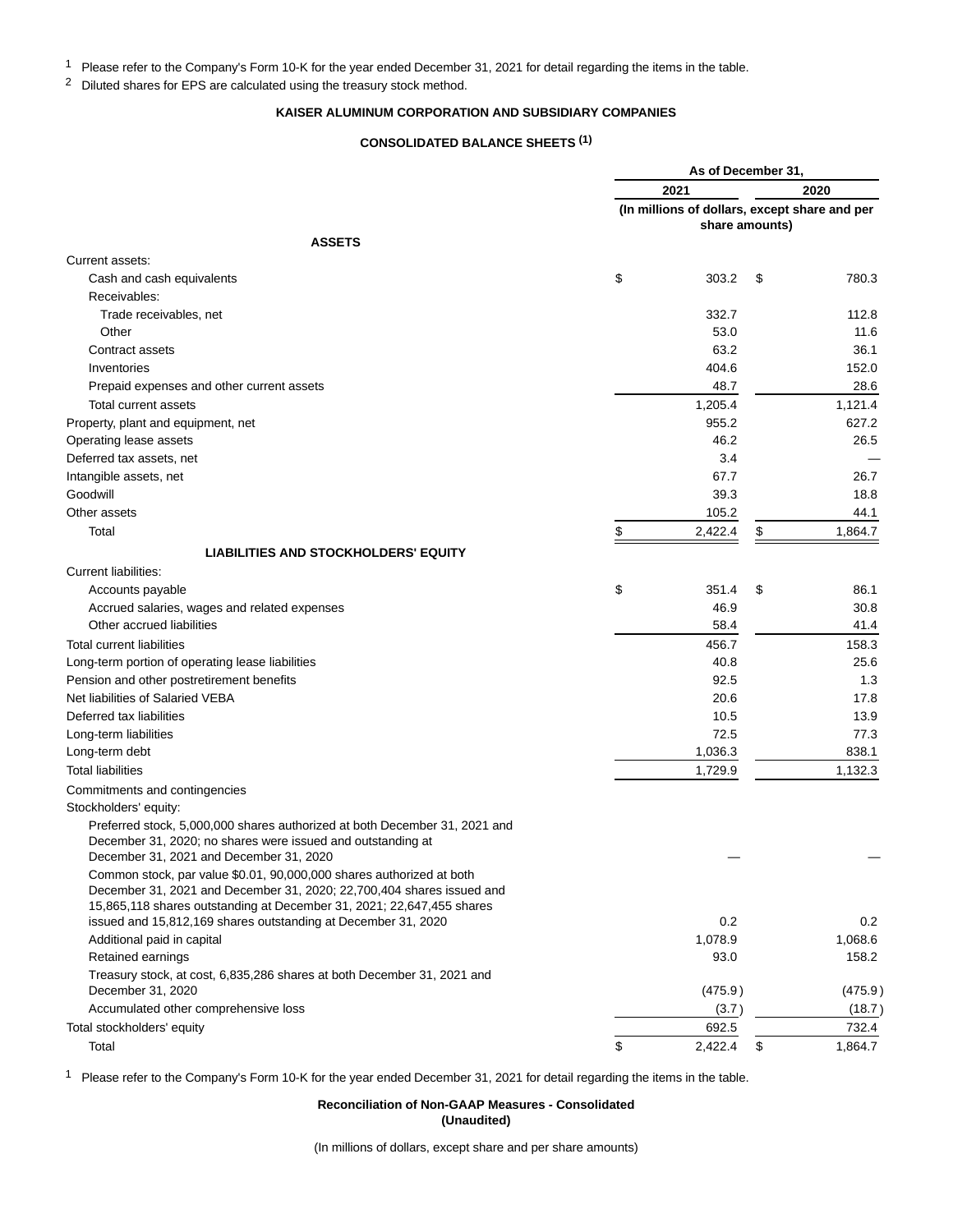[1] Please refer to the Company's Form 10-K for the year ended December 31, 2021 for detail regarding the items in the table.

[2] Diluted shares for EPS are calculated using the treasury stock method.

**KAISER ALUMINUM CORPORATION AND SUBSIDIARY COMPANIES**

**CONSOLIDATED BALANCE SHEETS [(1)]**

| | As of December 31, | |
|---|---|---|
| | 2021 | 2020 |
| | (In millions of dollars, except share and per share amounts) | |
| **ASSETS** | | |
| Current assets: | | |
| Cash and cash equivalents | $ 303.2 | $ 780.3 |
| Receivables: | | |
| Trade receivables, net | 332.7 | 112.8 |
| Other | 53.0 | 11.6 |
| Contract assets | 63.2 | 36.1 |
| Inventories | 404.6 | 152.0 |
| Prepaid expenses and other current assets | 48.7 | 28.6 |
| Total current assets | 1,205.4 | 1,121.4 |
| Property, plant and equipment, net | 955.2 | 627.2 |
| Operating lease assets | 46.2 | 26.5 |
| Deferred tax assets, net | 3.4 | — |
| Intangible assets, net | 67.7 | 26.7 |
| Goodwill | 39.3 | 18.8 |
| Other assets | 105.2 | 44.1 |
| Total | $ 2,422.4 | $ 1,864.7 |
| **LIABILITIES AND STOCKHOLDERS' EQUITY** | | |
| Current liabilities: | | |
| Accounts payable | $ 351.4 | $ 86.1 |
| Accrued salaries, wages and related expenses | 46.9 | 30.8 |
| Other accrued liabilities | 58.4 | 41.4 |
| Total current liabilities | 456.7 | 158.3 |
| Long-term portion of operating lease liabilities | 40.8 | 25.6 |
| Pension and other postretirement benefits | 92.5 | 1.3 |
| Net liabilities of Salaried VEBA | 20.6 | 17.8 |
| Deferred tax liabilities | 10.5 | 13.9 |
| Long-term liabilities | 72.5 | 77.3 |
| Long-term debt | 1,036.3 | 838.1 |
| Total liabilities | 1,729.9 | 1,132.3 |
| Commitments and contingencies | | |
| Stockholders' equity: | | |
| Preferred stock, 5,000,000 shares authorized at both December 31, 2021 and December 31, 2020; no shares were issued and outstanding at December 31, 2021 and December 31, 2020 | — | — |
| Common stock, par value $0.01, 90,000,000 shares authorized at both December 31, 2021 and December 31, 2020; 22,700,404 shares issued and 15,865,118 shares outstanding at December 31, 2021; 22,647,455 shares issued and 15,812,169 shares outstanding at December 31, 2020 | 0.2 | 0.2 |
| Additional paid in capital | 1,078.9 | 1,068.6 |
| Retained earnings | 93.0 | 158.2 |
| Treasury stock, at cost, 6,835,286 shares at both December 31, 2021 and December 31, 2020 | (475.9) | (475.9) |
| Accumulated other comprehensive loss | (3.7) | (18.7) |
| Total stockholders' equity | 692.5 | 732.4 |
| Total | $ 2,422.4 | $ 1,864.7 |

[1] Please refer to the Company's Form 10-K for the year ended December 31, 2021 for detail regarding the items in the table.

**Reconciliation of Non-GAAP Measures - Consolidated**
**(Unaudited)**

(In millions of dollars, except share and per share amounts)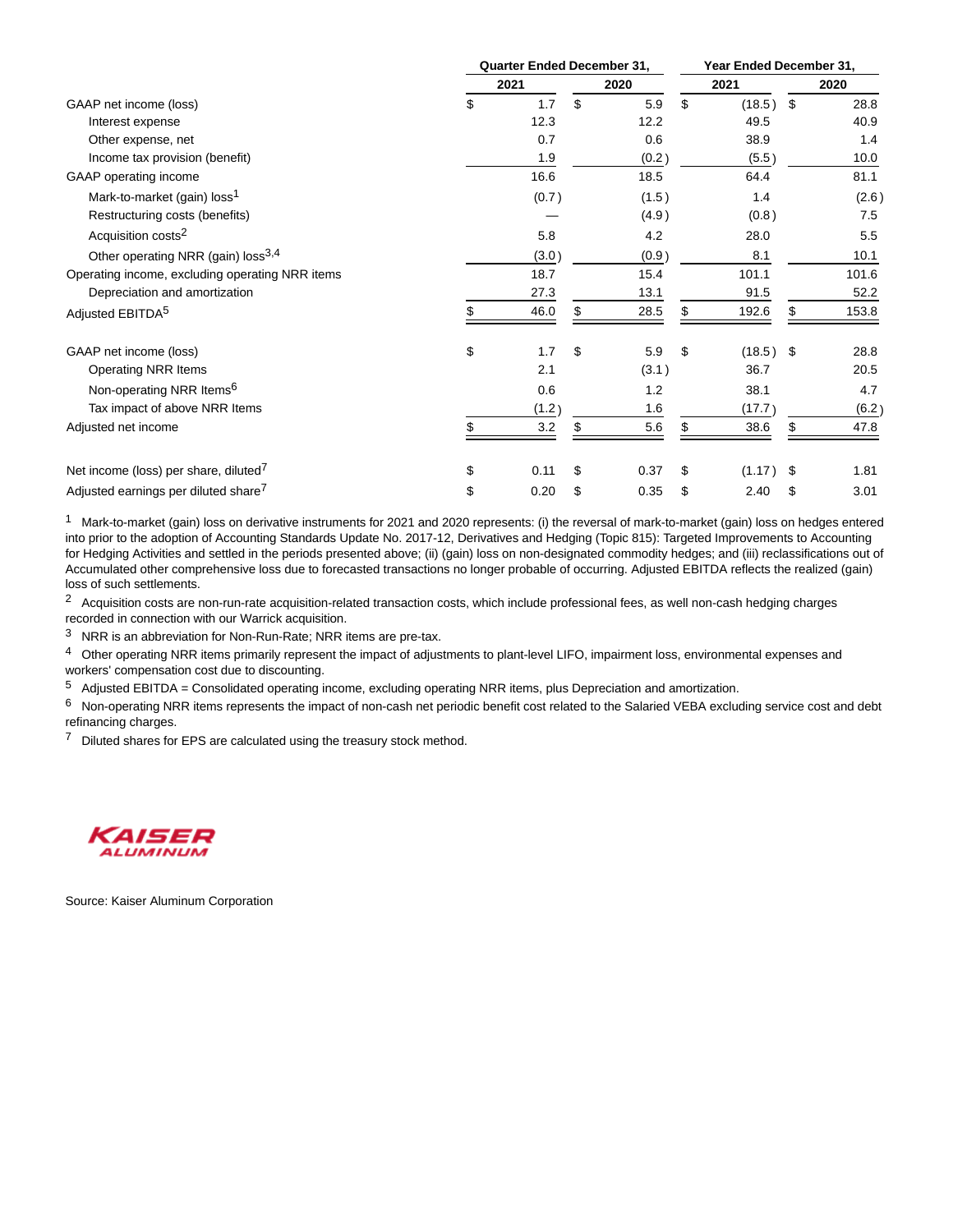| | Quarter Ended December 31, | | Year Ended December 31, | |
|---|---|---|---|---|
| | 2021 | 2020 | 2021 | 2020 |
| GAAP net income (loss) | $ 1.7 | $ 5.9 | $ (18.5) | $ 28.8 |
| Interest expense | 12.3 | 12.2 | 49.5 | 40.9 |
| Other expense, net | 0.7 | 0.6 | 38.9 | 1.4 |
| Income tax provision (benefit) | 1.9 | (0.2) | (5.5) | 10.0 |
| GAAP operating income | 16.6 | 18.5 | 64.4 | 81.1 |
| Mark-to-market (gain) loss[1] | (0.7) | (1.5) | 1.4 | (2.6) |
| Restructuring costs (benefits) | — | (4.9) | (0.8) | 7.5 |
| Acquisition costs[2] | 5.8 | 4.2 | 28.0 | 5.5 |
| Other operating NRR (gain) loss[3,4] | (3.0) | (0.9) | 8.1 | 10.1 |
| Operating income, excluding operating NRR items | 18.7 | 15.4 | 101.1 | 101.6 |
| Depreciation and amortization | 27.3 | 13.1 | 91.5 | 52.2 |
| Adjusted EBITDA[5] | $ 46.0 | $ 28.5 | $ 192.6 | $ 153.8 |
| | | | | |
| GAAP net income (loss) | $ 1.7 | $ 5.9 | $ (18.5) | $ 28.8 |
| Operating NRR Items | 2.1 | (3.1) | 36.7 | 20.5 |
| Non-operating NRR Items[6] | 0.6 | 1.2 | 38.1 | 4.7 |
| Tax impact of above NRR Items | (1.2) | 1.6 | (17.7) | (6.2) |
| Adjusted net income | $ 3.2 | $ 5.6 | $ 38.6 | $ 47.8 |
| | | | | |
| Net income (loss) per share, diluted[7] | $ 0.11 | $ 0.37 | $ (1.17) | $ 1.81 |
| Adjusted earnings per diluted share[7] | $ 0.20 | $ 0.35 | $ 2.40 | $ 3.01 |

[1] Mark-to-market (gain) loss on derivative instruments for 2021 and 2020 represents: (i) the reversal of mark-to-market (gain) loss on hedges entered into prior to the adoption of Accounting Standards Update No. 2017-12, Derivatives and Hedging (Topic 815): Targeted Improvements to Accounting for Hedging Activities and settled in the periods presented above; (ii) (gain) loss on non-designated commodity hedges; and (iii) reclassifications out of Accumulated other comprehensive loss due to forecasted transactions no longer probable of occurring. Adjusted EBITDA reflects the realized (gain) loss of such settlements.

[2] Acquisition costs are non-run-rate acquisition-related transaction costs, which include professional fees, as well non-cash hedging charges recorded in connection with our Warrick acquisition.

[3] NRR is an abbreviation for Non-Run-Rate; NRR items are pre-tax.

[4] Other operating NRR items primarily represent the impact of adjustments to plant-level LIFO, impairment loss, environmental expenses and workers' compensation cost due to discounting.

[5] Adjusted EBITDA = Consolidated operating income, excluding operating NRR items, plus Depreciation and amortization.

[6] Non-operating NRR items represents the impact of non-cash net periodic benefit cost related to the Salaried VEBA excluding service cost and debt refinancing charges.

[7] Diluted shares for EPS are calculated using the treasury stock method.

KAISER ALUMINUM

Source: Kaiser Aluminum Corporation